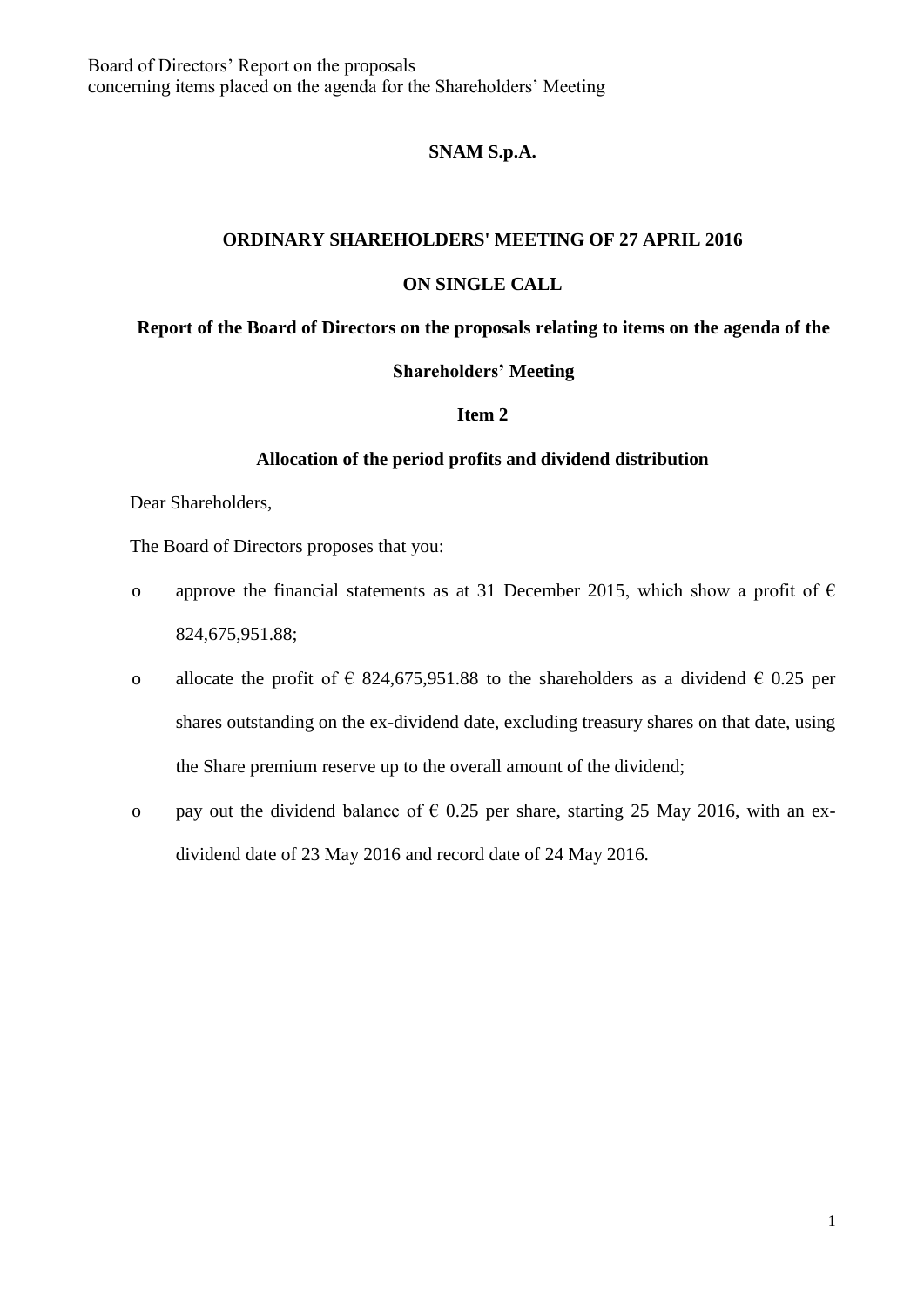# SNAM S.p.A.

## ORDINARY SHAREHOLDERS' MEETING OF 27 APRIL 2016

## ON SINGLE CALL

### Report of the Board of Directors on the proposals relating to items on the agenda of the Shareholders' Meeting

### Item 2

### Allocation of the period profits and dividend distribution

Dear Shareholders,

The Board of Directors proposes that you:

- approve the financial statements as at 31 December 2015, which show a profit of € 824,675,951.88;
- allocate the profit of € 824,675,951.88 to the shareholders as a dividend € 0.25 per shares outstanding on the ex-dividend date, excluding treasury shares on that date, using the Share premium reserve up to the overall amount of the dividend;
- pay out the dividend balance of € 0.25 per share, starting 25 May 2016, with an ex-dividend date of 23 May 2016 and record date of 24 May 2016.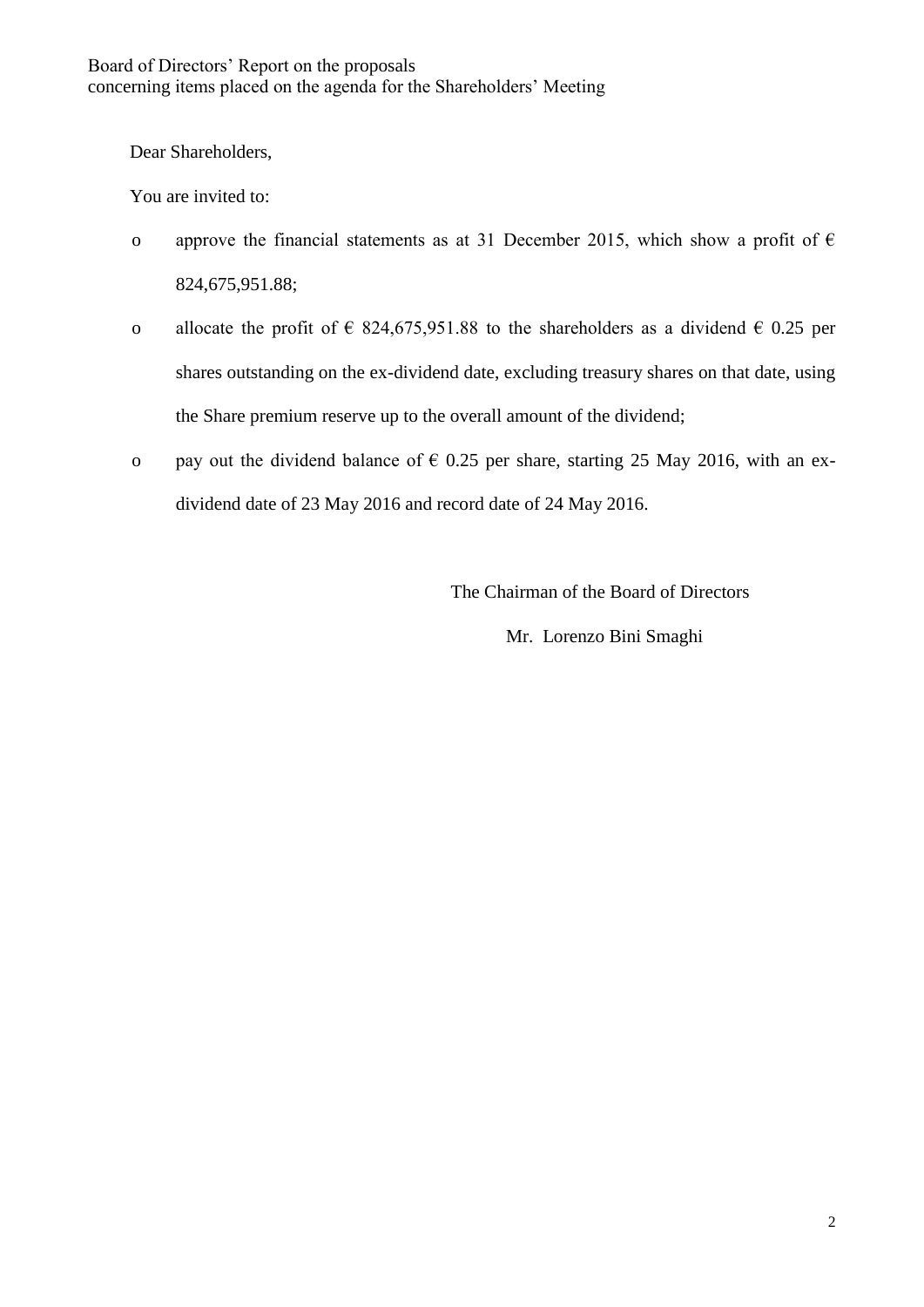Board of Directors' Report on the proposals
concerning items placed on the agenda for the Shareholders' Meeting

Dear Shareholders,

You are invited to:

- approve the financial statements as at 31 December 2015, which show a profit of € 824,675,951.88;
- allocate the profit of € 824,675,951.88 to the shareholders as a dividend € 0.25 per shares outstanding on the ex-dividend date, excluding treasury shares on that date, using the Share premium reserve up to the overall amount of the dividend;
- pay out the dividend balance of € 0.25 per share, starting 25 May 2016, with an ex-dividend date of 23 May 2016 and record date of 24 May 2016.

The Chairman of the Board of Directors

Mr. Lorenzo Bini Smaghi